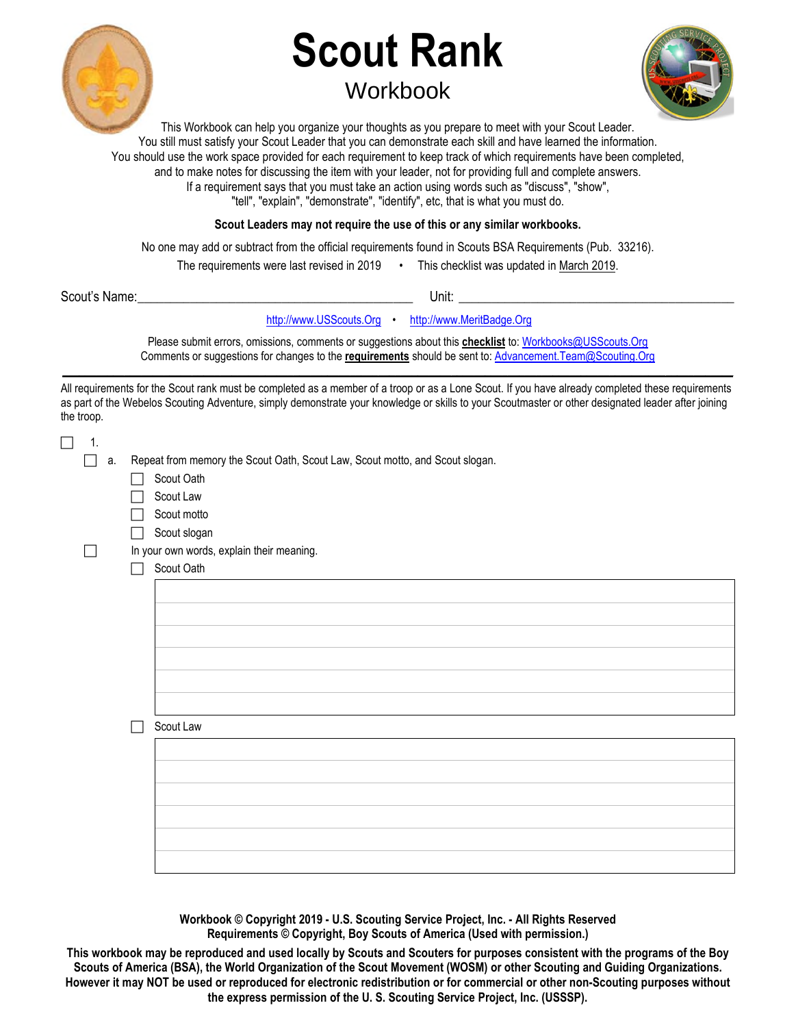# Scout Rank

## Workbook

This Workbook can help you organize your thoughts as you prepare to meet with your Scout Leader.
You still must satisfy your Scout Leader that you can demonstrate each skill and have learned the information.
You should use the work space provided for each requirement to keep track of which requirements have been completed,
and to make notes for discussing the item with your leader, not for providing full and complete answers.
If a requirement says that you must take an action using words such as "discuss", "show",
"tell", "explain", "demonstrate", "identify", etc, that is what you must do.

**Scout Leaders may not require the use of this or any similar workbooks.**

No one may add or subtract from the official requirements found in Scouts BSA Requirements (Pub. 33216).

The requirements were last revised in 2019 • This checklist was updated in March 2019.

Scout's Name:________________________________________ Unit: ________________________________________

http://www.USScouts.Org • http://www.MeritBadge.Org

Please submit errors, omissions, comments or suggestions about this **checklist** to: Workbooks@USScouts.Org
Comments or suggestions for changes to the **requirements** should be sent to: Advancement.Team@Scouting.Org

---

All requirements for the Scout rank must be completed as a member of a troop or as a Lone Scout. If you have already completed these requirements as part of the Webelos Scouting Adventure, simply demonstrate your knowledge or skills to your Scoutmaster or other designated leader after joining the troop.

- [ ] 1.
  - [ ] a. Repeat from memory the Scout Oath, Scout Law, Scout motto, and Scout slogan.
    - [ ] Scout Oath
    - [ ] Scout Law
    - [ ] Scout motto
    - [ ] Scout slogan
  - [ ] In your own words, explain their meaning.
    - [ ] Scout Oath

|  |
|---|
|  |
|  |
|  |
|  |
|  |
|  |

    - [ ] Scout Law

|  |
|---|
|  |
|  |
|  |
|  |
|  |
|  |

**Workbook © Copyright 2019 - U.S. Scouting Service Project, Inc. - All Rights Reserved**
**Requirements © Copyright, Boy Scouts of America (Used with permission.)**

**This workbook may be reproduced and used locally by Scouts and Scouters for purposes consistent with the programs of the Boy Scouts of America (BSA), the World Organization of the Scout Movement (WOSM) or other Scouting and Guiding Organizations. However it may NOT be used or reproduced for electronic redistribution or for commercial or other non-Scouting purposes without the express permission of the U. S. Scouting Service Project, Inc. (USSSP).**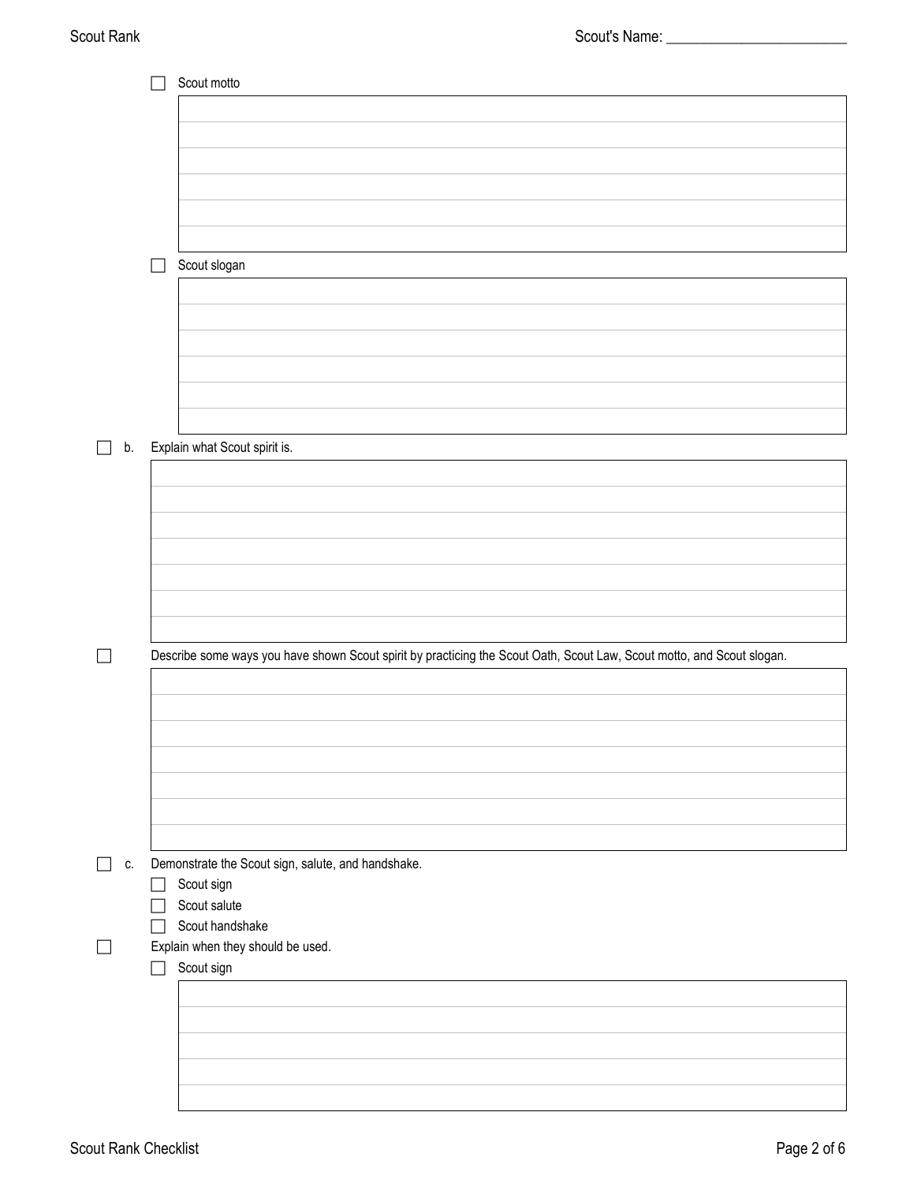- [ ] Scout motto

- [ ] Scout slogan

- [ ] b. Explain what Scout spirit is.

- [ ] Describe some ways you have shown Scout spirit by practicing the Scout Oath, Scout Law, Scout motto, and Scout slogan.

- [ ] c. Demonstrate the Scout sign, salute, and handshake.
  - [ ] Scout sign
  - [ ] Scout salute
  - [ ] Scout handshake

- [ ] Explain when they should be used.
  - [ ] Scout sign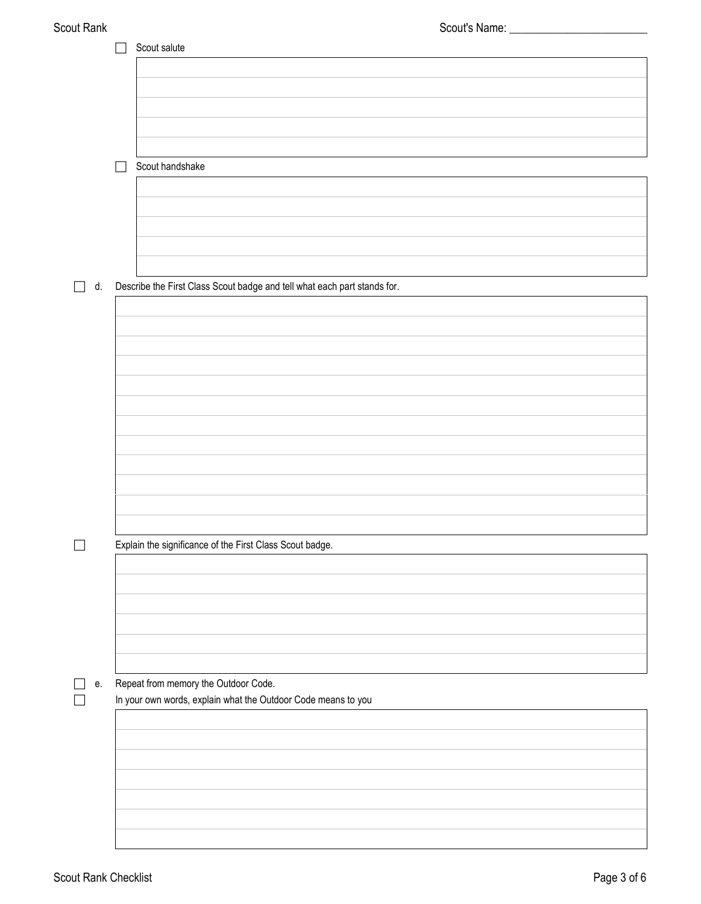Scout's Name: ________________________

- [ ] Scout salute

- [ ] Scout handshake

- [ ] d. Describe the First Class Scout badge and tell what each part stands for.

- [ ] Explain the significance of the First Class Scout badge.

- [ ] e. Repeat from memory the Outdoor Code.
- [ ] In your own words, explain what the Outdoor Code means to you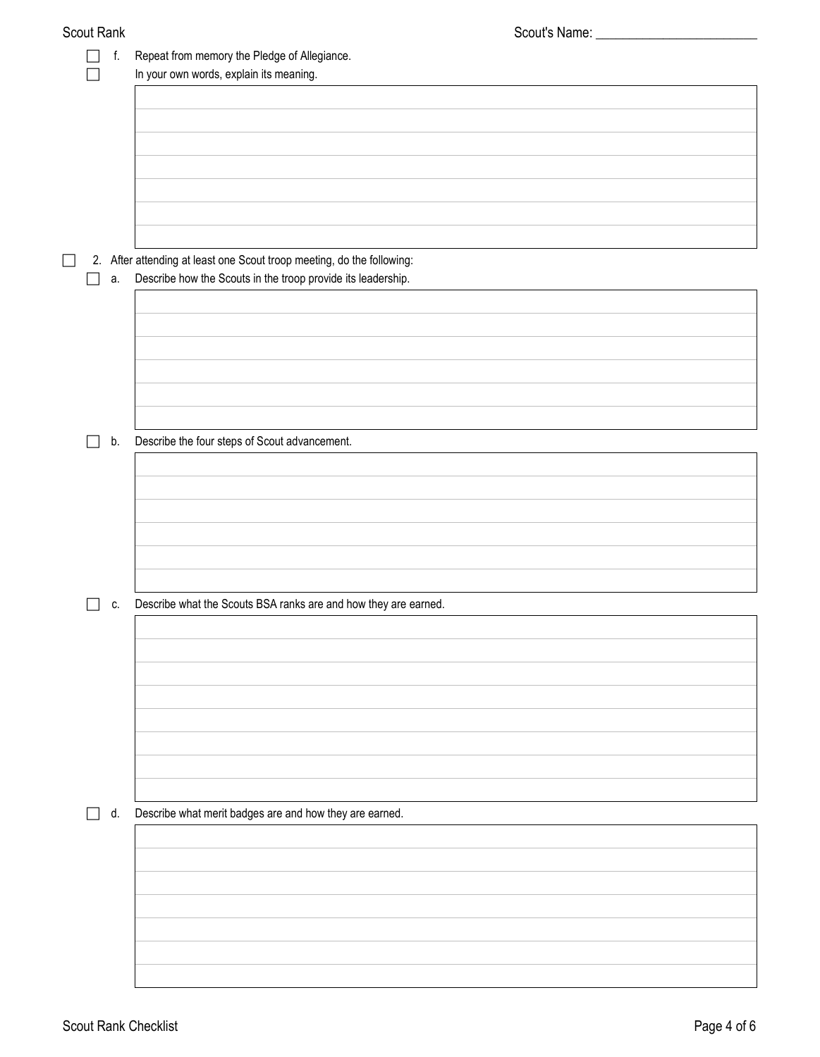Scout's Name: ________________________

- [ ] f. Repeat from memory the Pledge of Allegiance.
- [ ] In your own words, explain its meaning.

- [ ] 2. After attending at least one Scout troop meeting, do the following:
  - [ ] a. Describe how the Scouts in the troop provide its leadership.
  - [ ] b. Describe the four steps of Scout advancement.
  - [ ] c. Describe what the Scouts BSA ranks are and how they are earned.
  - [ ] d. Describe what merit badges are and how they are earned.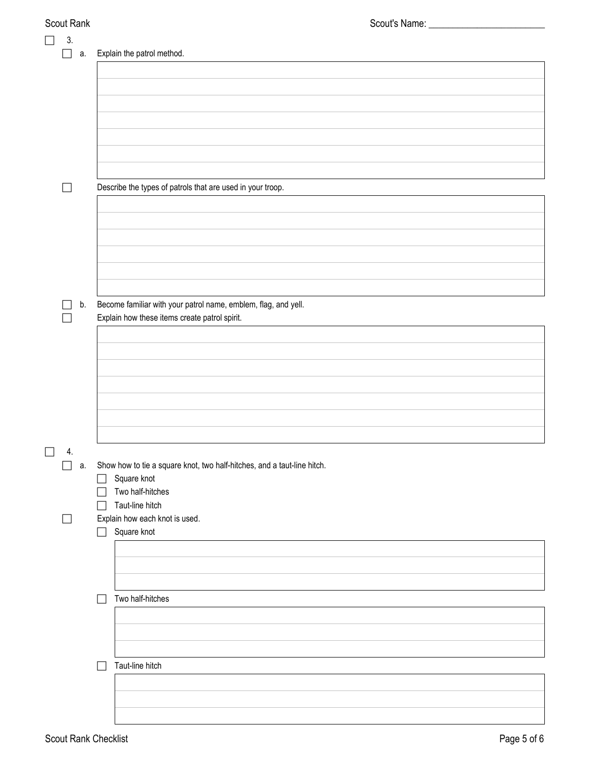Scout's Name: ________________________

- [ ] 3.
  - [ ] a. Explain the patrol method.
  - [ ] Describe the types of patrols that are used in your troop.
  - [ ] b. Become familiar with your patrol name, emblem, flag, and yell.
  - [ ] Explain how these items create patrol spirit.
- [ ] 4.
  - [ ] a. Show how to tie a square knot, two half-hitches, and a taut-line hitch.
    - [ ] Square knot
    - [ ] Two half-hitches
    - [ ] Taut-line hitch
  - [ ] Explain how each knot is used.
    - [ ] Square knot
    - [ ] Two half-hitches
    - [ ] Taut-line hitch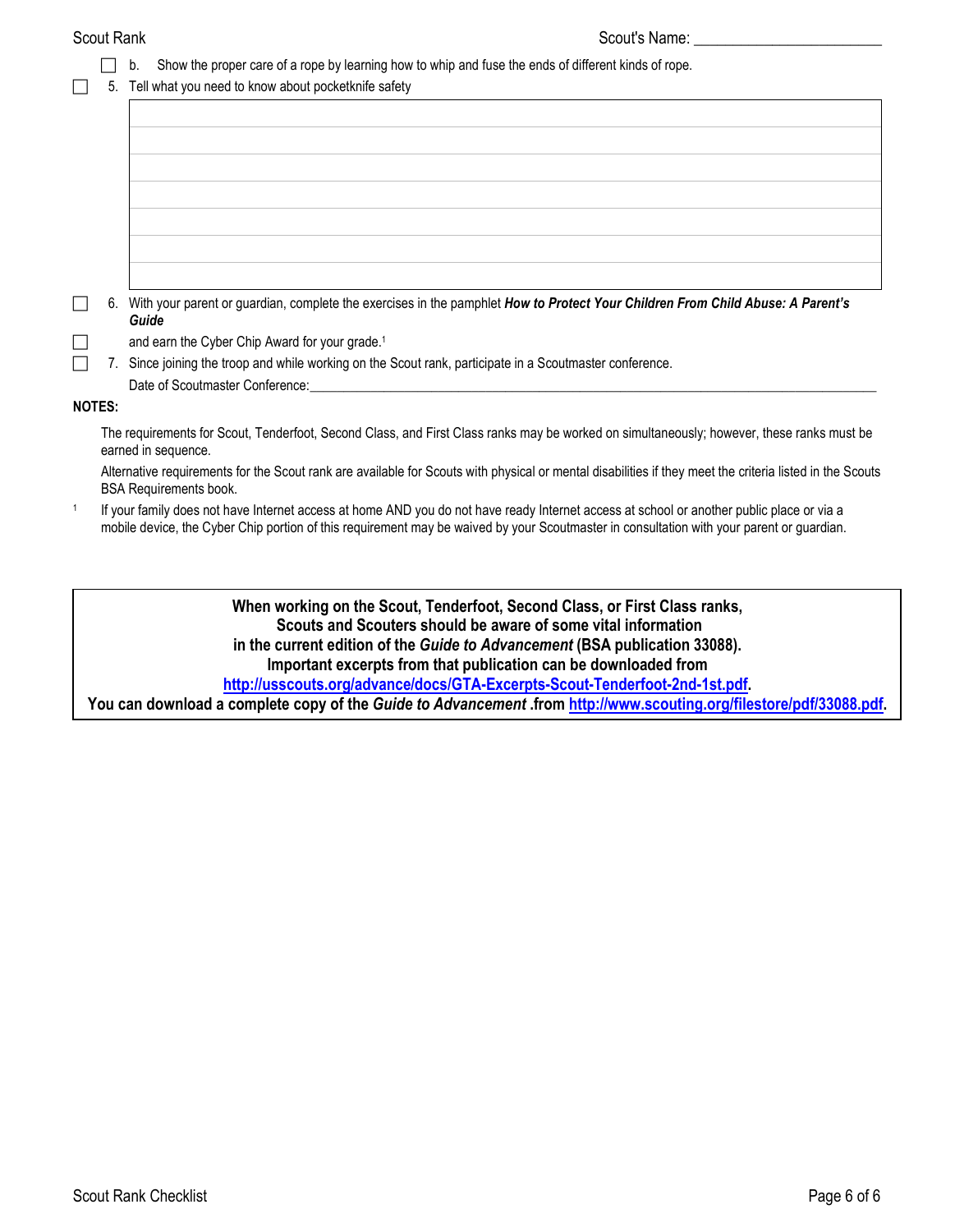Scout's Name: ________________________

- [ ] b. Show the proper care of a rope by learning how to whip and fuse the ends of different kinds of rope.
- [ ] 5. Tell what you need to know about pocketknife safety

| |
|---|
| |
| |
| |
| |
| |
| |
| |

- [ ] 6. With your parent or guardian, complete the exercises in the pamphlet ***How to Protect Your Children From Child Abuse: A Parent's Guide***
- [ ] and earn the Cyber Chip Award for your grade.[1]
- [ ] 7. Since joining the troop and while working on the Scout rank, participate in a Scoutmaster conference.

Date of Scoutmaster Conference:______________________________________________

**NOTES:**

The requirements for Scout, Tenderfoot, Second Class, and First Class ranks may be worked on simultaneously; however, these ranks must be earned in sequence.

Alternative requirements for the Scout rank are available for Scouts with physical or mental disabilities if they meet the criteria listed in the Scouts BSA Requirements book.

[1] If your family does not have Internet access at home AND you do not have ready Internet access at school or another public place or via a mobile device, the Cyber Chip portion of this requirement may be waived by your Scoutmaster in consultation with your parent or guardian.

**When working on the Scout, Tenderfoot, Second Class, or First Class ranks, Scouts and Scouters should be aware of some vital information in the current edition of the *Guide to Advancement* (BSA publication 33088). Important excerpts from that publication can be downloaded from [http://usscouts.org/advance/docs/GTA-Excerpts-Scout-Tenderfoot-2nd-1st.pdf](http://usscouts.org/advance/docs/GTA-Excerpts-Scout-Tenderfoot-2nd-1st.pdf).**

**You can download a complete copy of the *Guide to Advancement* .from [http://www.scouting.org/filestore/pdf/33088.pdf](http://www.scouting.org/filestore/pdf/33088.pdf).**